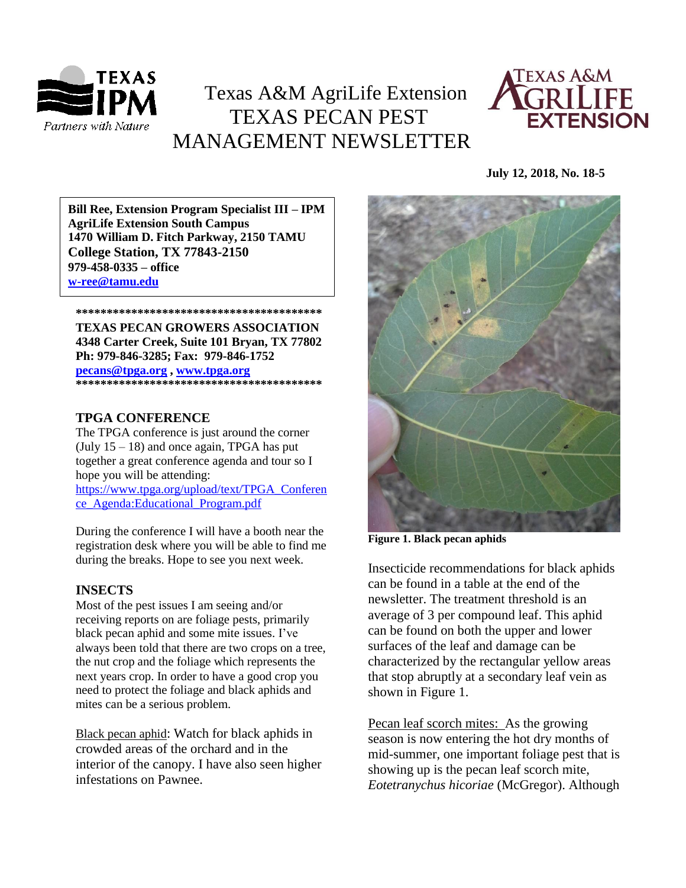# Texas A&M AgriLife Extension TEXAS PECAN PEST MANAGEMENT NEWSLETTER

**July 12, 2018, No. 18-5**

**Bill Ree, Extension Program Specialist III – IPM**
**AgriLife Extension South Campus**
**1470 William D. Fitch Parkway, 2150 TAMU**
**College Station, TX 77843-2150**
**979-458-0335 – office**
**w-ree@tamu.edu**

**\*\*\*\*\*\*\*\*\*\*\*\*\*\*\*\*\*\*\*\*\*\*\*\*\*\*\*\*\*\*\*\*\*\*\*\*\*\*\*\***

**TEXAS PECAN GROWERS ASSOCIATION**
**4348 Carter Creek, Suite 101 Bryan, TX 77802**
**Ph: 979-846-3285; Fax: 979-846-1752**
**pecans@tpga.org , www.tpga.org**

**\*\*\*\*\*\*\*\*\*\*\*\*\*\*\*\*\*\*\*\*\*\*\*\*\*\*\*\*\*\*\*\*\*\*\*\*\*\*\*\***

## TPGA CONFERENCE

The TPGA conference is just around the corner (July 15 – 18) and once again, TPGA has put together a great conference agenda and tour so I hope you will be attending: https://www.tpga.org/upload/text/TPGA_Conference_Agenda:Educational_Program.pdf

During the conference I will have a booth near the registration desk where you will be able to find me during the breaks. Hope to see you next week.

## INSECTS

Most of the pest issues I am seeing and/or receiving reports on are foliage pests, primarily black pecan aphid and some mite issues. I've always been told that there are two crops on a tree, the nut crop and the foliage which represents the next years crop. In order to have a good crop you need to protect the foliage and black aphids and mites can be a serious problem.

Black pecan aphid: Watch for black aphids in crowded areas of the orchard and in the interior of the canopy. I have also seen higher infestations on Pawnee.

**Figure 1. Black pecan aphids**

Insecticide recommendations for black aphids can be found in a table at the end of the newsletter. The treatment threshold is an average of 3 per compound leaf. This aphid can be found on both the upper and lower surfaces of the leaf and damage can be characterized by the rectangular yellow areas that stop abruptly at a secondary leaf vein as shown in Figure 1.

Pecan leaf scorch mites: As the growing season is now entering the hot dry months of mid-summer, one important foliage pest that is showing up is the pecan leaf scorch mite, *Eotetranychus hicoriae* (McGregor). Although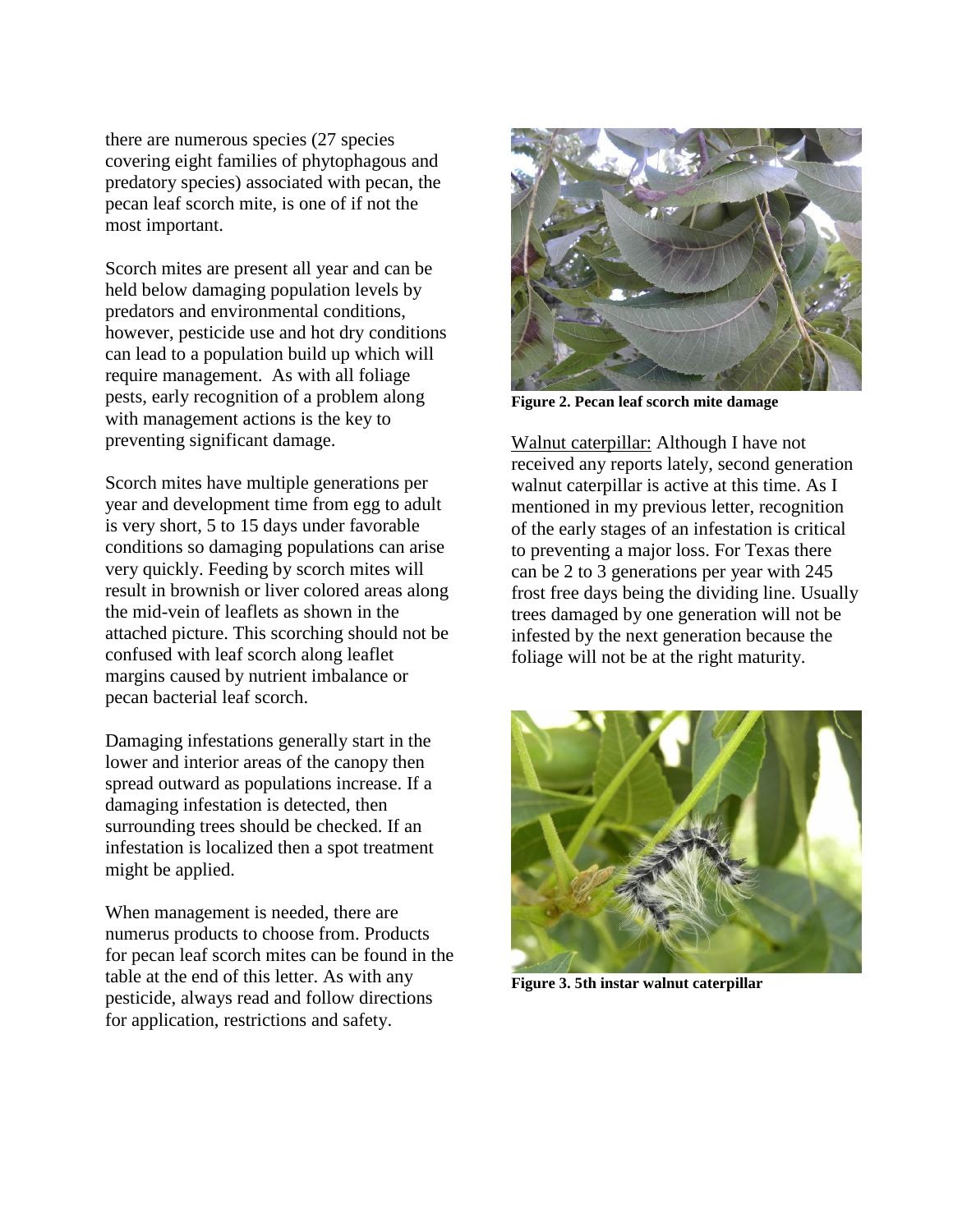there are numerous species (27 species covering eight families of phytophagous and predatory species) associated with pecan, the pecan leaf scorch mite, is one of if not the most important.

Scorch mites are present all year and can be held below damaging population levels by predators and environmental conditions, however, pesticide use and hot dry conditions can lead to a population build up which will require management. As with all foliage pests, early recognition of a problem along with management actions is the key to preventing significant damage.

Scorch mites have multiple generations per year and development time from egg to adult is very short, 5 to 15 days under favorable conditions so damaging populations can arise very quickly. Feeding by scorch mites will result in brownish or liver colored areas along the mid-vein of leaflets as shown in the attached picture. This scorching should not be confused with leaf scorch along leaflet margins caused by nutrient imbalance or pecan bacterial leaf scorch.

Damaging infestations generally start in the lower and interior areas of the canopy then spread outward as populations increase. If a damaging infestation is detected, then surrounding trees should be checked. If an infestation is localized then a spot treatment might be applied.

When management is needed, there are numerus products to choose from. Products for pecan leaf scorch mites can be found in the table at the end of this letter. As with any pesticide, always read and follow directions for application, restrictions and safety.

**Figure 2. Pecan leaf scorch mite damage**

Walnut caterpillar: Although I have not received any reports lately, second generation walnut caterpillar is active at this time. As I mentioned in my previous letter, recognition of the early stages of an infestation is critical to preventing a major loss. For Texas there can be 2 to 3 generations per year with 245 frost free days being the dividing line. Usually trees damaged by one generation will not be infested by the next generation because the foliage will not be at the right maturity.

**Figure 3. 5th instar walnut caterpillar**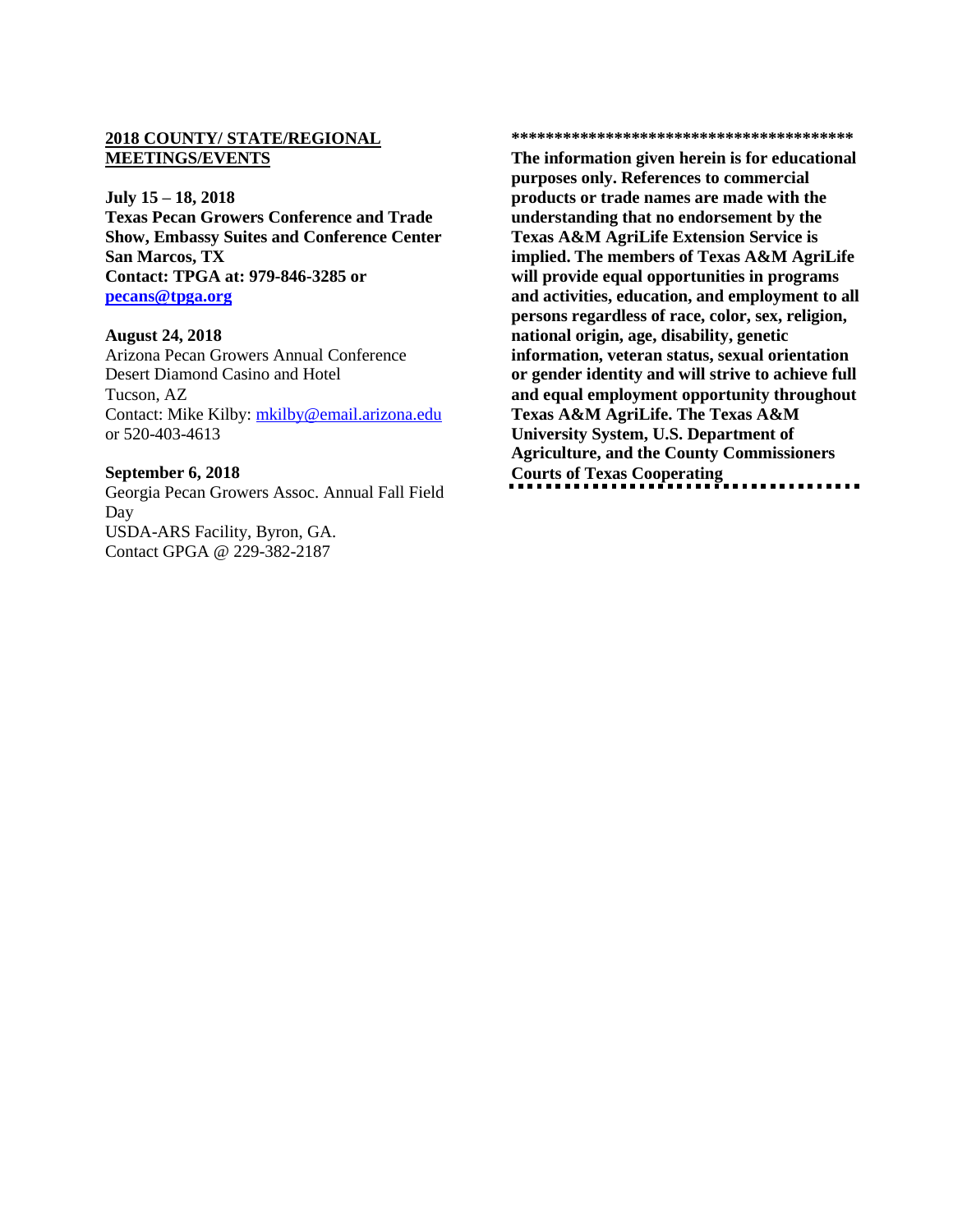## 2018 COUNTY/ STATE/REGIONAL MEETINGS/EVENTS

**July 15 – 18, 2018**
**Texas Pecan Growers Conference and Trade Show, Embassy Suites and Conference Center**
**San Marcos, TX**
**Contact: TPGA at: 979-846-3285 or [pecans@tpga.org](mailto:pecans@tpga.org)**

**August 24, 2018**
Arizona Pecan Growers Annual Conference
Desert Diamond Casino and Hotel
Tucson, AZ
Contact: Mike Kilby: [mkilby@email.arizona.edu](mailto:mkilby@email.arizona.edu) or 520-403-4613

**September 6, 2018**
Georgia Pecan Growers Assoc. Annual Fall Field Day
USDA-ARS Facility, Byron, GA.
Contact GPGA @ 229-382-2187

****************************************

**The information given herein is for educational purposes only. References to commercial products or trade names are made with the understanding that no endorsement by the Texas A&M AgriLife Extension Service is implied. The members of Texas A&M AgriLife will provide equal opportunities in programs and activities, education, and employment to all persons regardless of race, color, sex, religion, national origin, age, disability, genetic information, veteran status, sexual orientation or gender identity and will strive to achieve full and equal employment opportunity throughout Texas A&M AgriLife. The Texas A&M University System, U.S. Department of Agriculture, and the County Commissioners Courts of Texas Cooperating**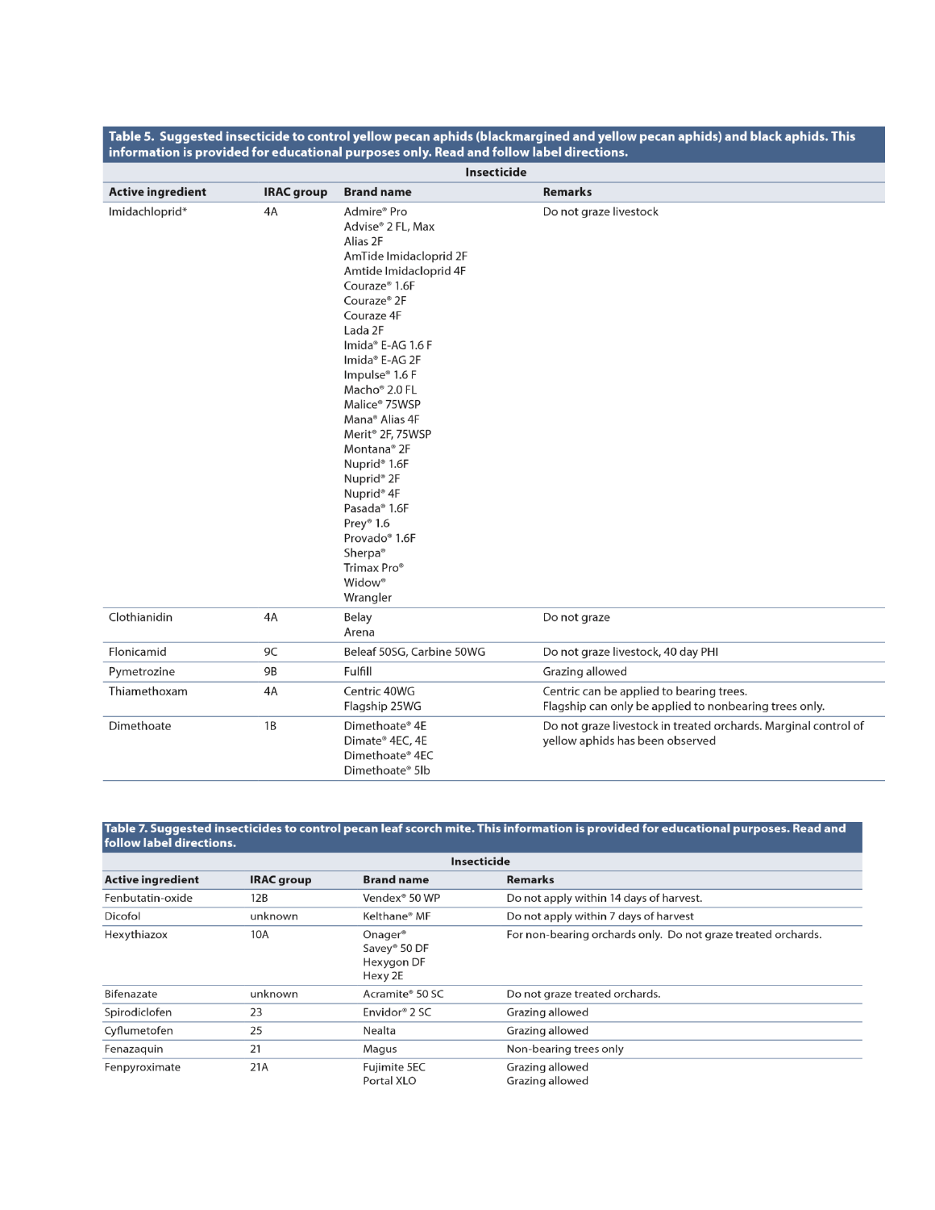**Table 5. Suggested insecticide to control yellow pecan aphids (blackmargined and yellow pecan aphids) and black aphids. This information is provided for educational purposes only. Read and follow label directions.**

| Insecticide | | | |
|---|---|---|---|
| **Active ingredient** | **IRAC group** | **Brand name** | **Remarks** |
| Imidachloprid* | 4A | Admire® Pro<br>Advise® 2 FL, Max<br>Alias 2F<br>AmTide Imidacloprid 2F<br>Amtide Imidacloprid 4F<br>Couraze® 1.6F<br>Couraze® 2F<br>Couraze 4F<br>Lada 2F<br>Imida® E-AG 1.6 F<br>Imida® E-AG 2F<br>Impulse® 1.6 F<br>Macho® 2.0 FL<br>Malice® 75WSP<br>Mana® Alias 4F<br>Merit® 2F, 75WSP<br>Montana® 2F<br>Nuprid® 1.6F<br>Nuprid® 2F<br>Nuprid® 4F<br>Pasada® 1.6F<br>Prey® 1.6<br>Provado® 1.6F<br>Sherpa®<br>Trimax Pro®<br>Widow®<br>Wrangler | Do not graze livestock |
| Clothianidin | 4A | Belay<br>Arena | Do not graze |
| Flonicamid | 9C | Beleaf 50SG, Carbine 50WG | Do not graze livestock, 40 day PHI |
| Pymetrozine | 9B | Fulfill | Grazing allowed |
| Thiamethoxam | 4A | Centric 40WG<br>Flagship 25WG | Centric can be applied to bearing trees.<br>Flagship can only be applied to nonbearing trees only. |
| Dimethoate | 1B | Dimethoate® 4E<br>Dimate® 4EC, 4E<br>Dimethoate® 4EC<br>Dimethoate® 5lb | Do not graze livestock in treated orchards. Marginal control of yellow aphids has been observed |

**Table 7. Suggested insecticides to control pecan leaf scorch mite. This information is provided for educational purposes. Read and follow label directions.**

| Insecticide | | | |
|---|---|---|---|
| **Active ingredient** | **IRAC group** | **Brand name** | **Remarks** |
| Fenbutatin-oxide | 12B | Vendex® 50 WP | Do not apply within 14 days of harvest. |
| Dicofol | unknown | Kelthane® MF | Do not apply within 7 days of harvest |
| Hexythiazox | 10A | Onager®<br>Savey® 50 DF<br>Hexygon DF<br>Hexy 2E | For non-bearing orchards only. Do not graze treated orchards. |
| Bifenazate | unknown | Acramite® 50 SC | Do not graze treated orchards. |
| Spirodiclofen | 23 | Envidor® 2 SC | Grazing allowed |
| Cyflumetofen | 25 | Nealta | Grazing allowed |
| Fenazaquin | 21 | Magus | Non-bearing trees only |
| Fenpyroximate | 21A | Fujimite 5EC<br>Portal XLO | Grazing allowed<br>Grazing allowed |